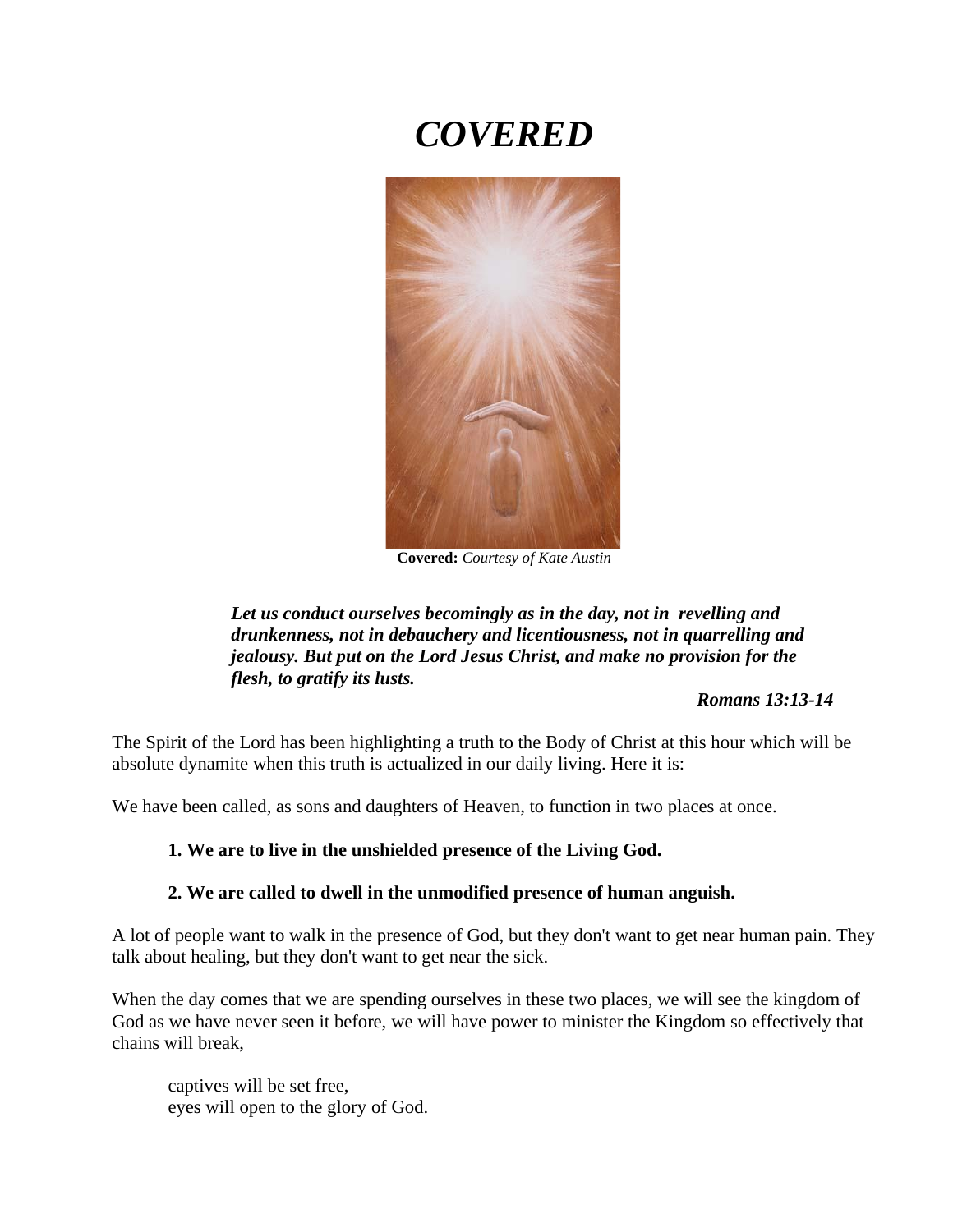# *COVERED*

**Covered:** *Courtesy of Kate Austin*

> ***Let us conduct ourselves becomingly as in the day, not in revelling and drunkenness, not in debauchery and licentiousness, not in quarrelling and jealousy. But put on the Lord Jesus Christ, and make no provision for the flesh, to gratify its lusts.***
>
> ***Romans 13:13-14***

The Spirit of the Lord has been highlighting a truth to the Body of Christ at this hour which will be absolute dynamite when this truth is actualized in our daily living. Here it is:

We have been called, as sons and daughters of Heaven, to function in two places at once.

1. **We are to live in the unshielded presence of the Living God.**
2. **We are called to dwell in the unmodified presence of human anguish.**

A lot of people want to walk in the presence of God, but they don't want to get near human pain. They talk about healing, but they don't want to get near the sick.

When the day comes that we are spending ourselves in these two places, we will see the kingdom of God as we have never seen it before, we will have power to minister the Kingdom so effectively that chains will break,

captives will be set free,
eyes will open to the glory of God.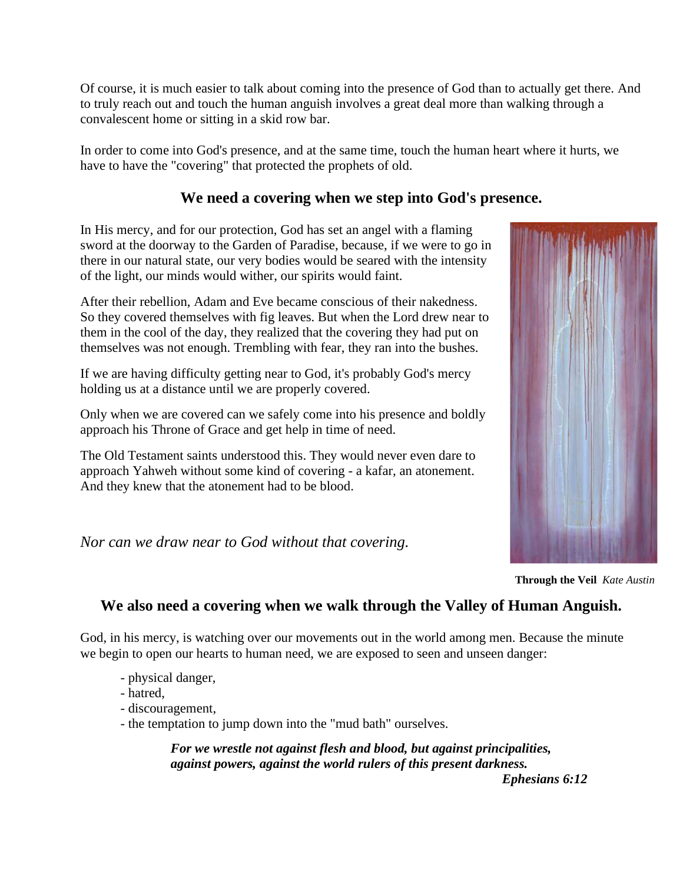Of course, it is much easier to talk about coming into the presence of God than to actually get there. And to truly reach out and touch the human anguish involves a great deal more than walking through a convalescent home or sitting in a skid row bar.

In order to come into God's presence, and at the same time, touch the human heart where it hurts, we have to have the "covering" that protected the prophets of old.

## We need a covering when we step into God's presence.

In His mercy, and for our protection, God has set an angel with a flaming sword at the doorway to the Garden of Paradise, because, if we were to go in there in our natural state, our very bodies would be seared with the intensity of the light, our minds would wither, our spirits would faint.

After their rebellion, Adam and Eve became conscious of their nakedness. So they covered themselves with fig leaves. But when the Lord drew near to them in the cool of the day, they realized that the covering they had put on themselves was not enough. Trembling with fear, they ran into the bushes.

If we are having difficulty getting near to God, it's probably God's mercy holding us at a distance until we are properly covered.

Only when we are covered can we safely come into his presence and boldly approach his Throne of Grace and get help in time of need.

The Old Testament saints understood this. They would never even dare to approach Yahweh without some kind of covering - a kafar, an atonement. And they knew that the atonement had to be blood.

*Nor can we draw near to God without that covering.*

**Through the Veil** *Kate Austin*

## We also need a covering when we walk through the Valley of Human Anguish.

God, in his mercy, is watching over our movements out in the world among men. Because the minute we begin to open our hearts to human need, we are exposed to seen and unseen danger:

- physical danger,
- hatred,
- discouragement,
- the temptation to jump down into the "mud bath" ourselves.

> ***For we wrestle not against flesh and blood, but against principalities, against powers, against the world rulers of this present darkness.***
>
> ***Ephesians 6:12***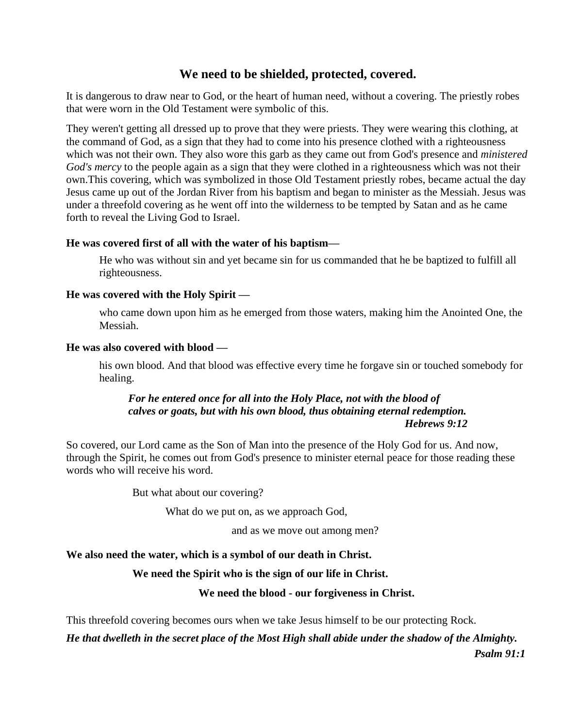## We need to be shielded, protected, covered.

It is dangerous to draw near to God, or the heart of human need, without a covering. The priestly robes that were worn in the Old Testament were symbolic of this.

They weren't getting all dressed up to prove that they were priests. They were wearing this clothing, at the command of God, as a sign that they had to come into his presence clothed with a righteousness which was not their own. They also wore this garb as they came out from God's presence and *ministered God's mercy* to the people again as a sign that they were clothed in a righteousness which was not their own.This covering, which was symbolized in those Old Testament priestly robes, became actual the day Jesus came up out of the Jordan River from his baptism and began to minister as the Messiah. Jesus was under a threefold covering as he went off into the wilderness to be tempted by Satan and as he came forth to reveal the Living God to Israel.

**He was covered first of all with the water of his baptism—**

> He who was without sin and yet became sin for us commanded that he be baptized to fulfill all righteousness.

**He was covered with the Holy Spirit —**

> who came down upon him as he emerged from those waters, making him the Anointed One, the Messiah.

**He was also covered with blood —**

> his own blood. And that blood was effective every time he forgave sin or touched somebody for healing.
>
> ***For he entered once for all into the Holy Place, not with the blood of calves or goats, but with his own blood, thus obtaining eternal redemption.***
> ***Hebrews 9:12***

So covered, our Lord came as the Son of Man into the presence of the Holy God for us. And now, through the Spirit, he comes out from God's presence to minister eternal peace for those reading these words who will receive his word.

But what about our covering?

What do we put on, as we approach God,

and as we move out among men?

**We also need the water, which is a symbol of our death in Christ.**

**We need the Spirit who is the sign of our life in Christ.**

**We need the blood - our forgiveness in Christ.**

This threefold covering becomes ours when we take Jesus himself to be our protecting Rock.

***He that dwelleth in the secret place of the Most High shall abide under the shadow of the Almighty.***
***Psalm 91:1***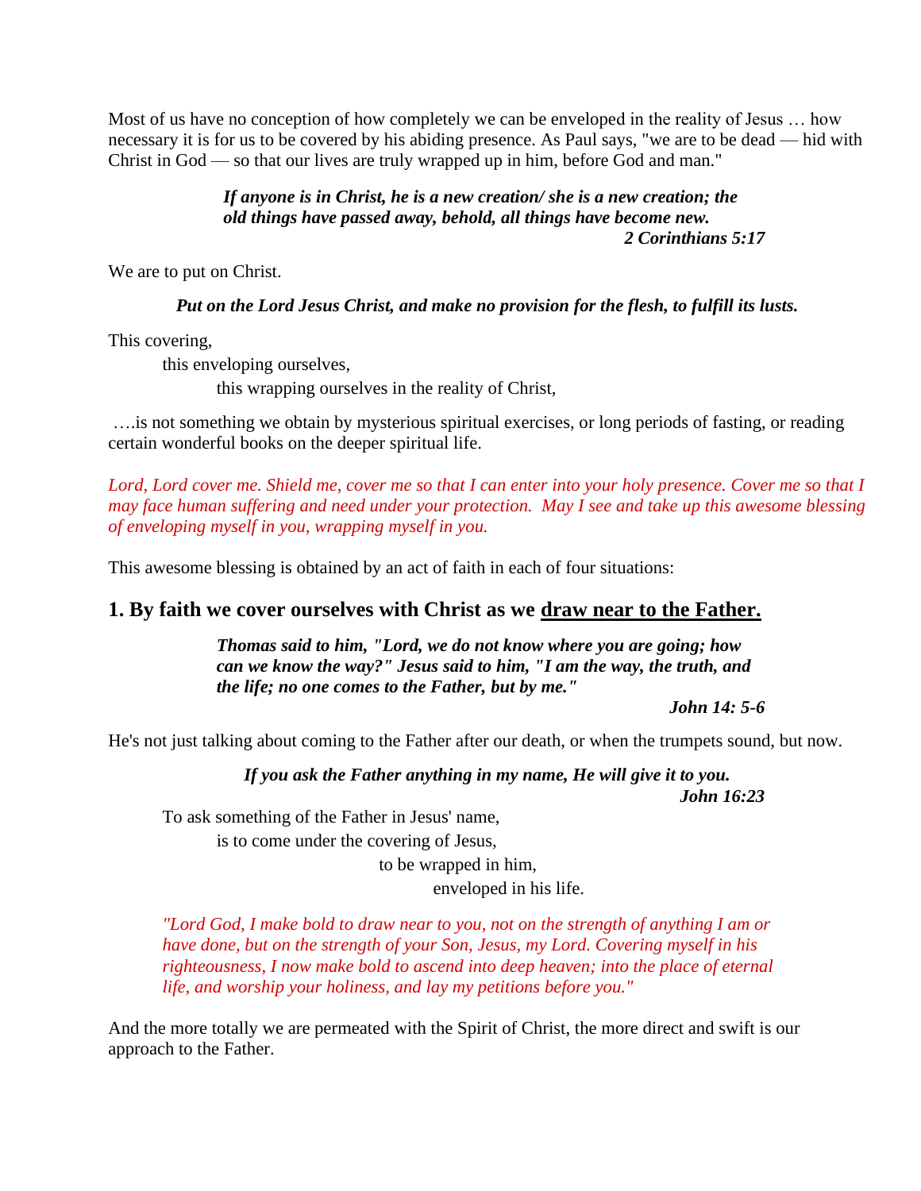Most of us have no conception of how completely we can be enveloped in the reality of Jesus … how necessary it is for us to be covered by his abiding presence. As Paul says, "we are to be dead — hid with Christ in God — so that our lives are truly wrapped up in him, before God and man."

> ***If anyone is in Christ, he is a new creation/ she is a new creation; the old things have passed away, behold, all things have become new.***
> ***2 Corinthians 5:17***

We are to put on Christ.

> ***Put on the Lord Jesus Christ, and make no provision for the flesh, to fulfill its lusts.***

This covering,

this enveloping ourselves,

this wrapping ourselves in the reality of Christ,

….is not something we obtain by mysterious spiritual exercises, or long periods of fasting, or reading certain wonderful books on the deeper spiritual life.

*Lord, Lord cover me. Shield me, cover me so that I can enter into your holy presence. Cover me so that I may face human suffering and need under your protection. May I see and take up this awesome blessing of enveloping myself in you, wrapping myself in you.*

This awesome blessing is obtained by an act of faith in each of four situations:

## 1. By faith we cover ourselves with Christ as we draw near to the Father.

> ***Thomas said to him, "Lord, we do not know where you are going; how can we know the way?" Jesus said to him, "I am the way, the truth, and the life; no one comes to the Father, but by me."***
> ***John 14: 5-6***

He's not just talking about coming to the Father after our death, or when the trumpets sound, but now.

> ***If you ask the Father anything in my name, He will give it to you.***
> ***John 16:23***

To ask something of the Father in Jesus' name,

is to come under the covering of Jesus,

to be wrapped in him,

enveloped in his life.

> *"Lord God, I make bold to draw near to you, not on the strength of anything I am or have done, but on the strength of your Son, Jesus, my Lord. Covering myself in his righteousness, I now make bold to ascend into deep heaven; into the place of eternal life, and worship your holiness, and lay my petitions before you."*

And the more totally we are permeated with the Spirit of Christ, the more direct and swift is our approach to the Father.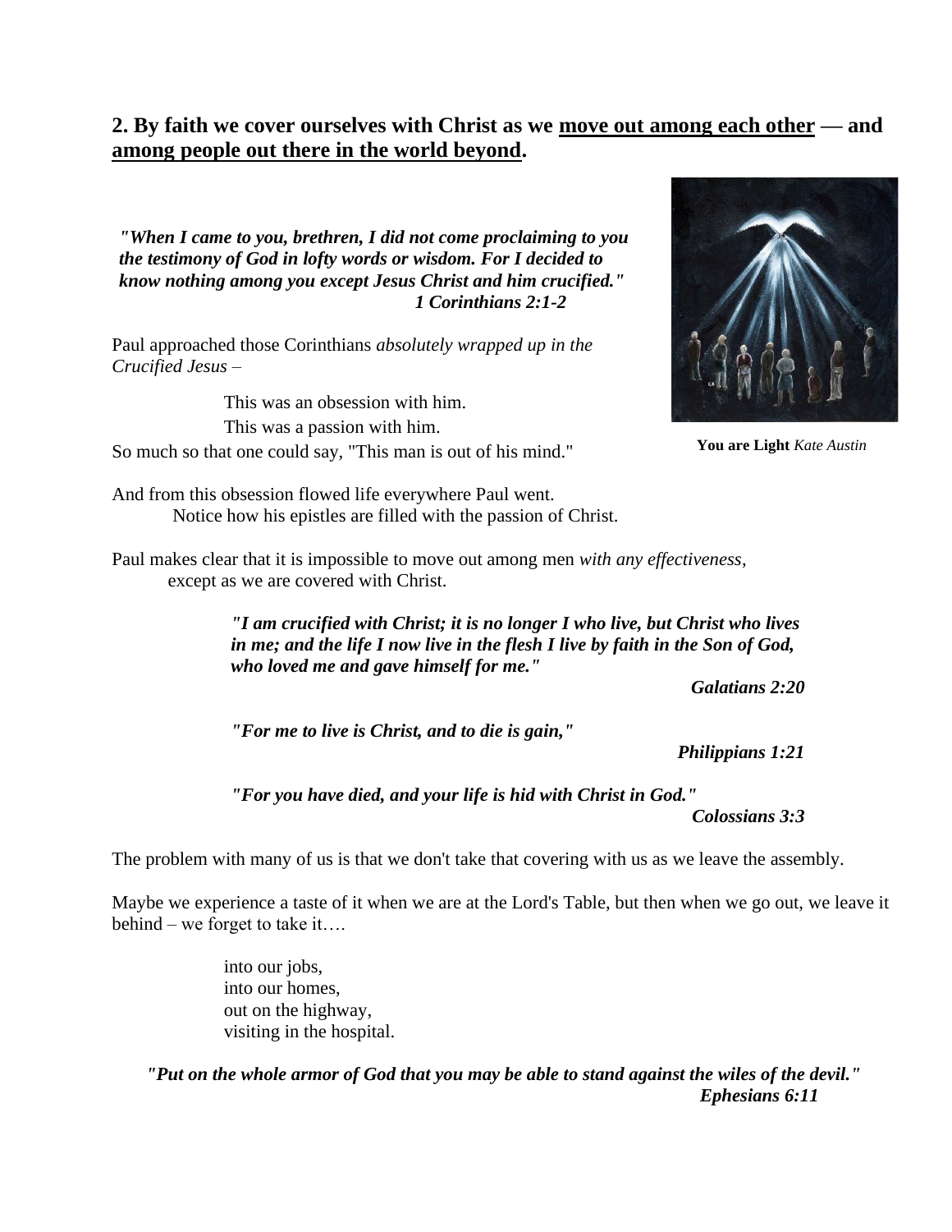## 2. By faith we cover ourselves with Christ as we <u>move out among each other</u> — and <u>among people out there in the world beyond</u>.

***"When I came to you, brethren, I did not come proclaiming to you the testimony of God in lofty words or wisdom. For I decided to know nothing among you except Jesus Christ and him crucified."***
***1 Corinthians 2:1-2***

**You are Light** *Kate Austin*

Paul approached those Corinthians *absolutely wrapped up in the Crucified Jesus* –

This was an obsession with him.
This was a passion with him.
So much so that one could say, "This man is out of his mind."

And from this obsession flowed life everywhere Paul went.
Notice how his epistles are filled with the passion of Christ.

Paul makes clear that it is impossible to move out among men *with any effectiveness*, except as we are covered with Christ.

> ***"I am crucified with Christ; it is no longer I who live, but Christ who lives in me; and the life I now live in the flesh I live by faith in the Son of God, who loved me and gave himself for me."***
> ***Galatians 2:20***
>
> ***"For me to live is Christ, and to die is gain,"***
> ***Philippians 1:21***
>
> ***"For you have died, and your life is hid with Christ in God."***
> ***Colossians 3:3***

The problem with many of us is that we don't take that covering with us as we leave the assembly.

Maybe we experience a taste of it when we are at the Lord's Table, but then when we go out, we leave it behind – we forget to take it….

into our jobs,
into our homes,
out on the highway,
visiting in the hospital.

***"Put on the whole armor of God that you may be able to stand against the wiles of the devil."***
***Ephesians 6:11***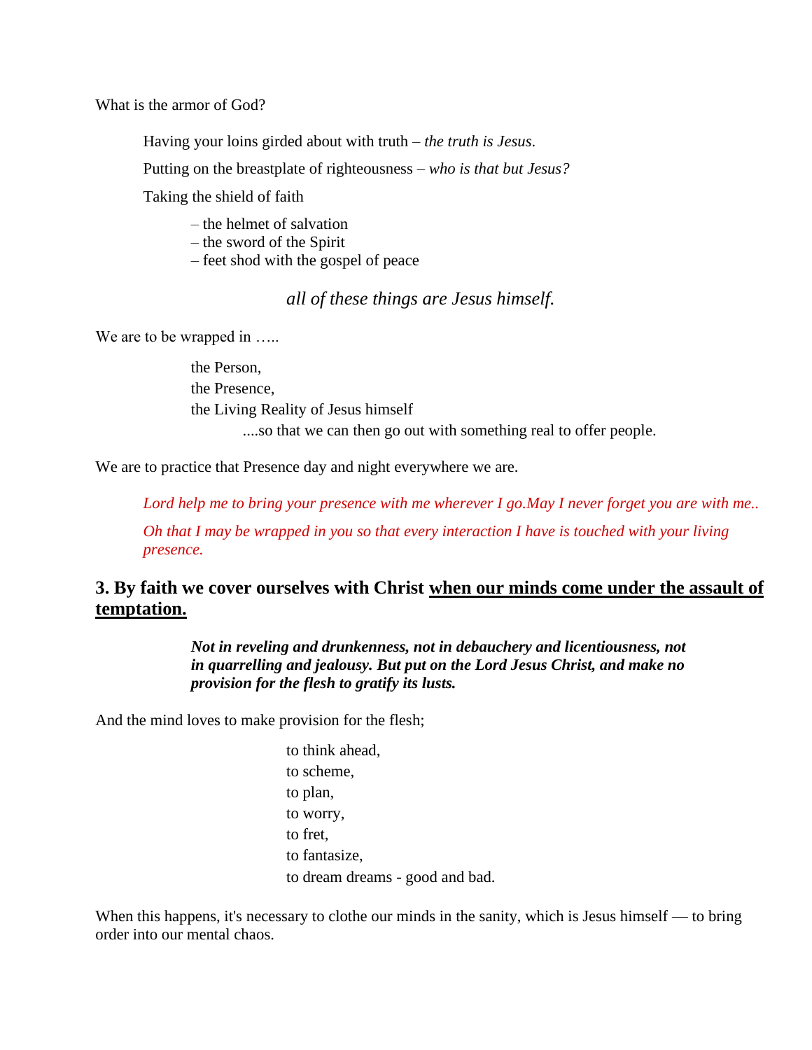What is the armor of God?

Having your loins girded about with truth – *the truth is Jesus.*

Putting on the breastplate of righteousness – *who is that but Jesus?*

Taking the shield of faith

– the helmet of salvation
– the sword of the Spirit
– feet shod with the gospel of peace

*all of these things are Jesus himself.*

We are to be wrapped in …..

the Person,
the Presence,
the Living Reality of Jesus himself
....so that we can then go out with something real to offer people.

We are to practice that Presence day and night everywhere we are.

*Lord help me to bring your presence with me wherever I go.May I never forget you are with me..*

*Oh that I may be wrapped in you so that every interaction I have is touched with your living presence.*

### 3. By faith we cover ourselves with Christ <u>when our minds come under the assault of temptation.</u>

***Not in reveling and drunkenness, not in debauchery and licentiousness, not in quarrelling and jealousy. But put on the Lord Jesus Christ, and make no provision for the flesh to gratify its lusts.***

And the mind loves to make provision for the flesh;

to think ahead,
to scheme,
to plan,
to worry,
to fret,
to fantasize,
to dream dreams - good and bad.

When this happens, it's necessary to clothe our minds in the sanity, which is Jesus himself — to bring order into our mental chaos.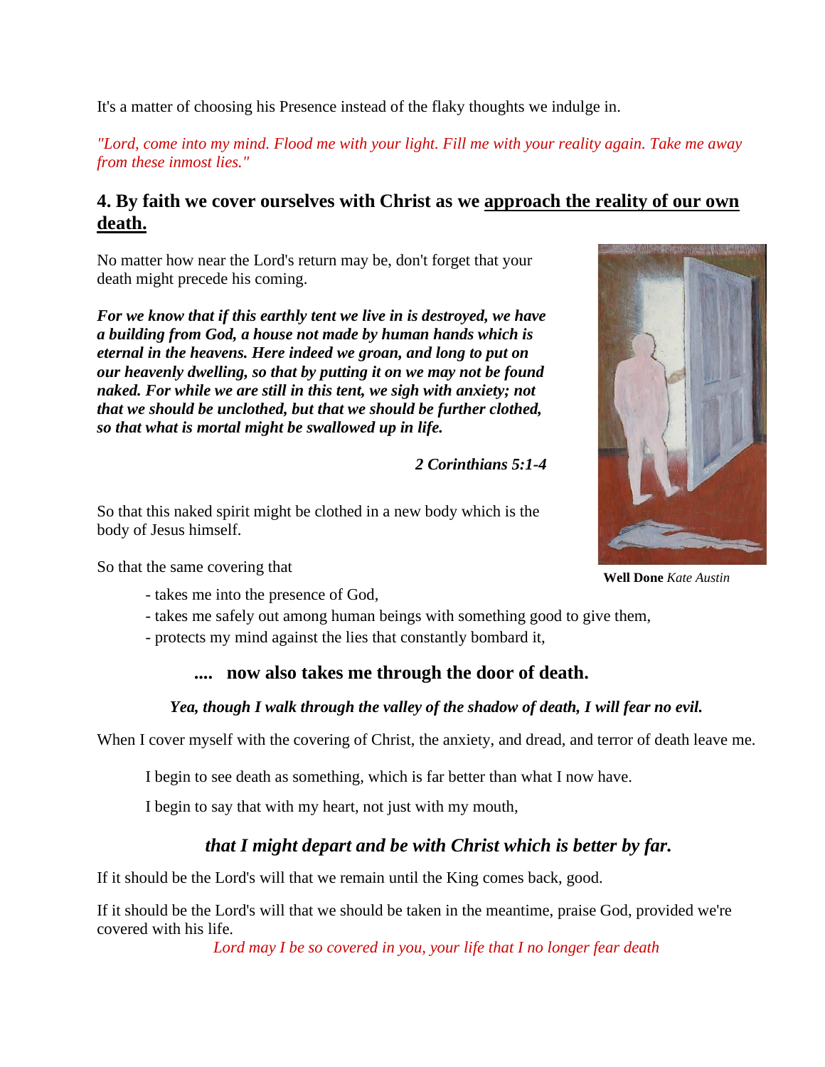It's a matter of choosing his Presence instead of the flaky thoughts we indulge in.

*"Lord, come into my mind. Flood me with your light. Fill me with your reality again. Take me away from these inmost lies."*

## 4. By faith we cover ourselves with Christ as we approach the reality of our own death.

No matter how near the Lord's return may be, don't forget that your death might precede his coming.

***For we know that if this earthly tent we live in is destroyed, we have a building from God, a house not made by human hands which is eternal in the heavens. Here indeed we groan, and long to put on our heavenly dwelling, so that by putting it on we may not be found naked. For while we are still in this tent, we sigh with anxiety; not that we should be unclothed, but that we should be further clothed, so that what is mortal might be swallowed up in life.***

***2 Corinthians 5:1-4***

**Well Done** *Kate Austin*

So that this naked spirit might be clothed in a new body which is the body of Jesus himself.

So that the same covering that

- takes me into the presence of God,
- takes me safely out among human beings with something good to give them,
- protects my mind against the lies that constantly bombard it,

### .... now also takes me through the door of death.

***Yea, though I walk through the valley of the shadow of death, I will fear no evil.***

When I cover myself with the covering of Christ, the anxiety, and dread, and terror of death leave me.

I begin to see death as something, which is far better than what I now have.

I begin to say that with my heart, not just with my mouth,

### *that I might depart and be with Christ which is better by far.*

If it should be the Lord's will that we remain until the King comes back, good.

If it should be the Lord's will that we should be taken in the meantime, praise God, provided we're covered with his life.

*Lord may I be so covered in you, your life that I no longer fear death*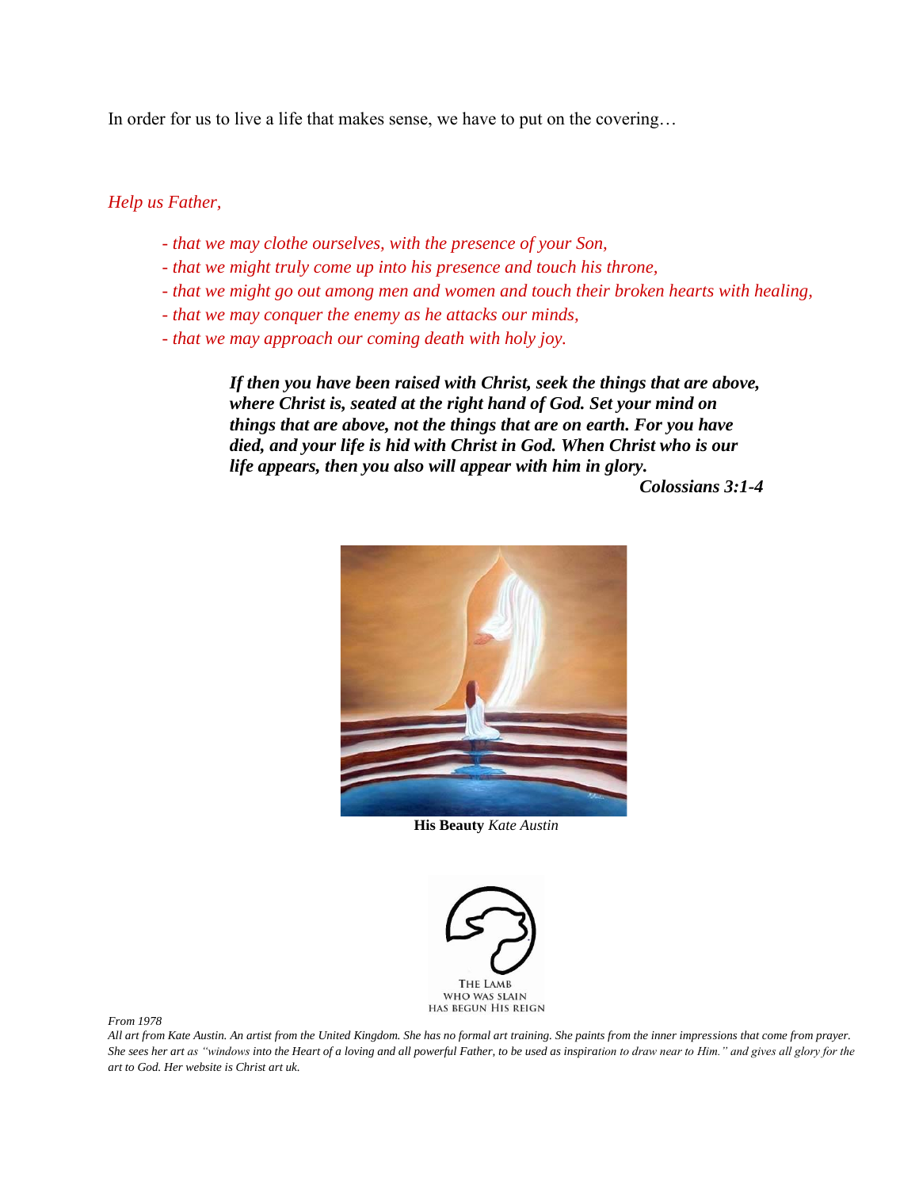In order for us to live a life that makes sense, we have to put on the covering…

*Help us Father,*

- *that we may clothe ourselves, with the presence of your Son,*
- *that we might truly come up into his presence and touch his throne,*
- *that we might go out among men and women and touch their broken hearts with healing,*
- *that we may conquer the enemy as he attacks our minds,*
- *that we may approach our coming death with holy joy.*

> ***If then you have been raised with Christ, seek the things that are above, where Christ is, seated at the right hand of God. Set your mind on things that are above, not the things that are on earth. For you have died, and your life is hid with Christ in God. When Christ who is our life appears, then you also will appear with him in glory.***
>
> ***Colossians 3:1-4***

**His Beauty** *Kate Austin*

THE LAMB
WHO WAS SLAIN
HAS BEGUN HIS REIGN

*From 1978*

*All art from Kate Austin. An artist from the United Kingdom. She has no formal art training. She paints from the inner impressions that come from prayer. She sees her art as "windows into the Heart of a loving and all powerful Father, to be used as inspiration to draw near to Him." and gives all glory for the art to God. Her website is Christ art uk.*